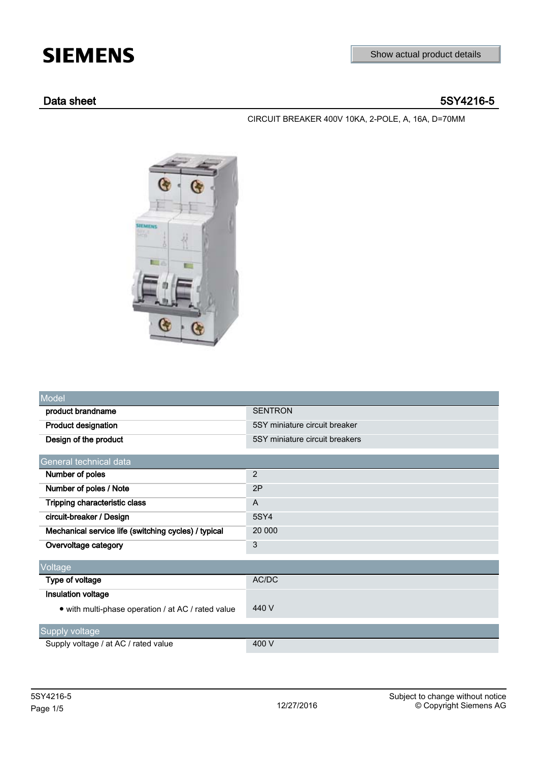**SIEMENS**

Show actual product details

## Data sheet 5SY4216-5

CIRCUIT BREAKER 400V 10KA, 2-POLE, A, 16A, D=70MM

| Model | |
|---|---|
| **product brandname** | SENTRON |
| **Product designation** | 5SY miniature circuit breaker |
| **Design of the product** | 5SY miniature circuit breakers |

| General technical data | |
|---|---|
| **Number of poles** | 2 |
| **Number of poles / Note** | 2P |
| **Tripping characteristic class** | A |
| **circuit-breaker / Design** | 5SY4 |
| **Mechanical service life (switching cycles) / typical** | 20 000 |
| **Overvoltage category** | 3 |

| Voltage | |
|---|---|
| **Type of voltage** | AC/DC |
| **Insulation voltage** | |
| • with multi-phase operation / at AC / rated value | 440 V |

| Supply voltage | |
|---|---|
| Supply voltage / at AC / rated value | 400 V |

5SY4216-5

12/27/2016

Subject to change without notice
© Copyright Siemens AG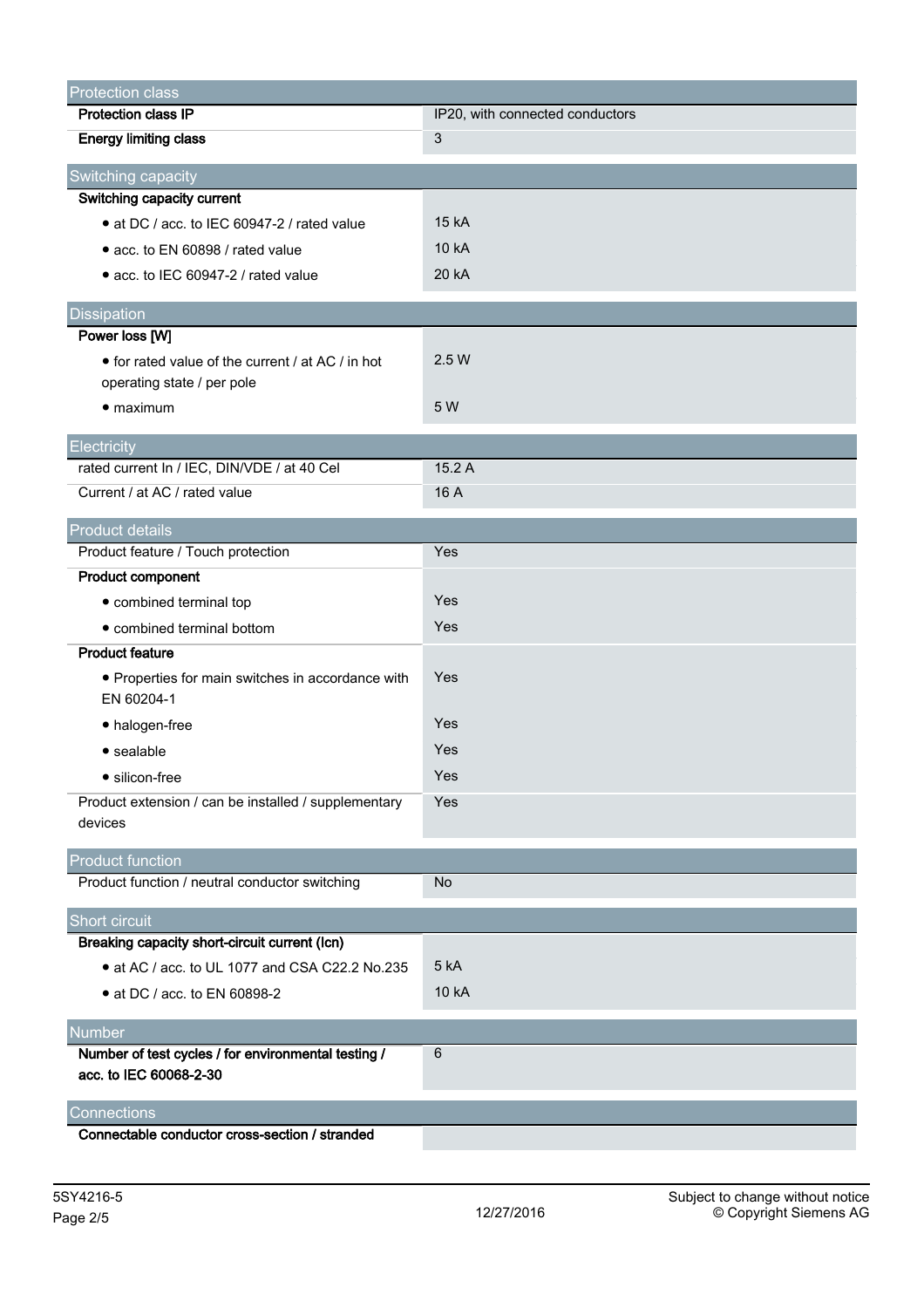| Protection class | |
|---|---|
| **Protection class IP** | IP20, with connected conductors |
| **Energy limiting class** | 3 |

| Switching capacity | |
|---|---|
| **Switching capacity current** | |
| • at DC / acc. to IEC 60947-2 / rated value | 15 kA |
| • acc. to EN 60898 / rated value | 10 kA |
| • acc. to IEC 60947-2 / rated value | 20 kA |

| Dissipation | |
|---|---|
| **Power loss [W]** | |
| • for rated value of the current / at AC / in hot operating state / per pole | 2.5 W |
| • maximum | 5 W |

| Electricity | |
|---|---|
| rated current In / IEC, DIN/VDE / at 40 Cel | 15.2 A |
| Current / at AC / rated value | 16 A |

| Product details | |
|---|---|
| Product feature / Touch protection | Yes |
| **Product component** | |
| • combined terminal top | Yes |
| • combined terminal bottom | Yes |
| **Product feature** | |
| • Properties for main switches in accordance with EN 60204-1 | Yes |
| • halogen-free | Yes |
| • sealable | Yes |
| • silicon-free | Yes |
| Product extension / can be installed / supplementary devices | Yes |

| Product function | |
|---|---|
| Product function / neutral conductor switching | No |

| Short circuit | |
|---|---|
| **Breaking capacity short-circuit current (Icn)** | |
| • at AC / acc. to UL 1077 and CSA C22.2 No.235 | 5 kA |
| • at DC / acc. to EN 60898-2 | 10 kA |

| Number | |
|---|---|
| **Number of test cycles / for environmental testing / acc. to IEC 60068-2-30** | 6 |

| Connections | |
|---|---|
| **Connectable conductor cross-section / stranded** | |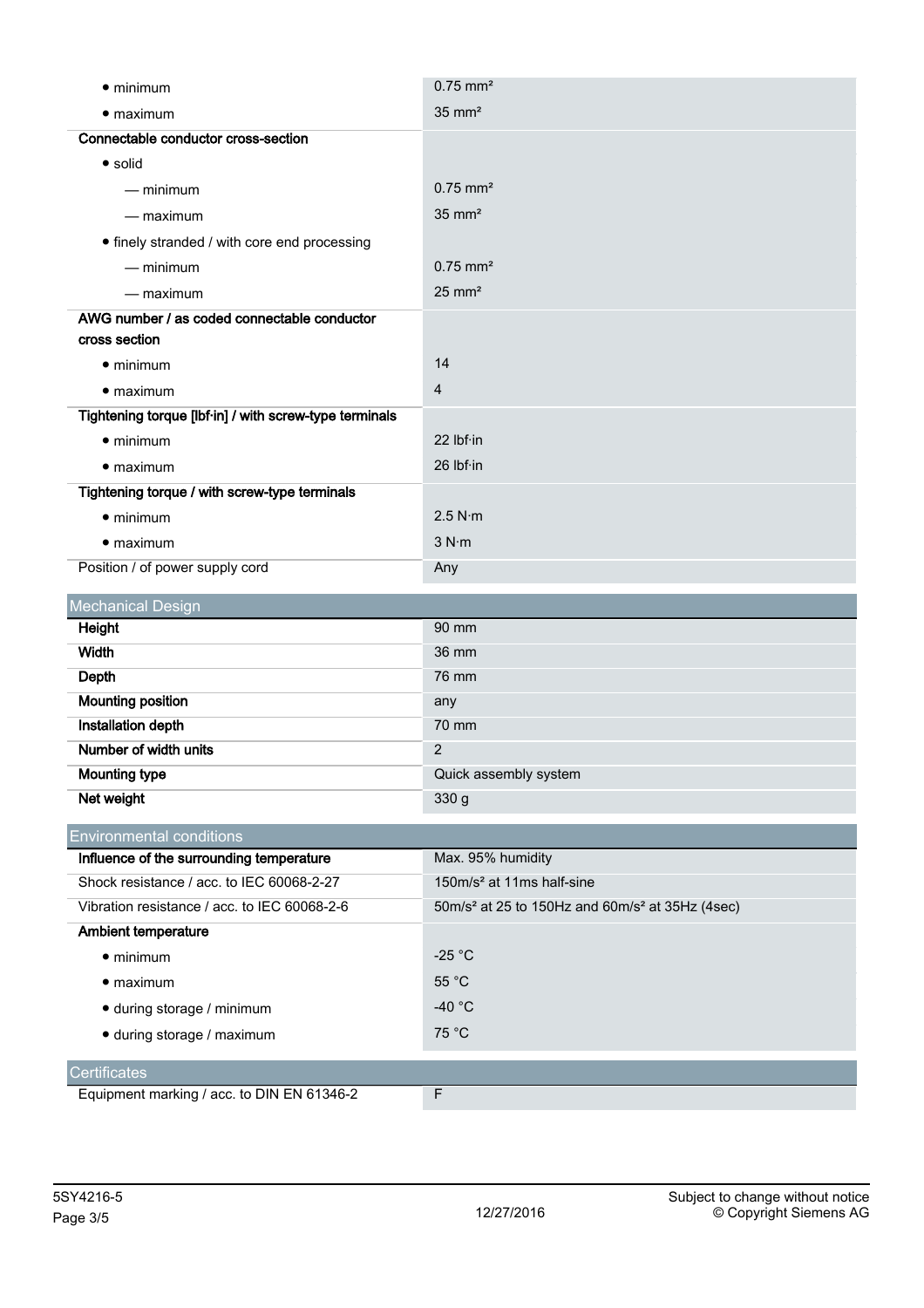| | |
|---|---|
| • minimum | 0.75 mm² |
| • maximum | 35 mm² |
| **Connectable conductor cross-section** | |
| • solid | |
| — minimum | 0.75 mm² |
| — maximum | 35 mm² |
| • finely stranded / with core end processing | |
| — minimum | 0.75 mm² |
| — maximum | 25 mm² |
| **AWG number / as coded connectable conductor cross section** | |
| • minimum | 14 |
| • maximum | 4 |
| **Tightening torque [lbf·in] / with screw-type terminals** | |
| • minimum | 22 lbf·in |
| • maximum | 26 lbf·in |
| **Tightening torque / with screw-type terminals** | |
| • minimum | 2.5 N·m |
| • maximum | 3 N·m |
| Position / of power supply cord | Any |

## Mechanical Design

| | |
|---|---|
| **Height** | 90 mm |
| **Width** | 36 mm |
| **Depth** | 76 mm |
| **Mounting position** | any |
| **Installation depth** | 70 mm |
| **Number of width units** | 2 |
| **Mounting type** | Quick assembly system |
| **Net weight** | 330 g |

## Environmental conditions

| | |
|---|---|
| **Influence of the surrounding temperature** | Max. 95% humidity |
| Shock resistance / acc. to IEC 60068-2-27 | 150m/s² at 11ms half-sine |
| Vibration resistance / acc. to IEC 60068-2-6 | 50m/s² at 25 to 150Hz and 60m/s² at 35Hz (4sec) |
| **Ambient temperature** | |
| • minimum | -25 °C |
| • maximum | 55 °C |
| • during storage / minimum | -40 °C |
| • during storage / maximum | 75 °C |

## Certificates

| | |
|---|---|
| Equipment marking / acc. to DIN EN 61346-2 | F |

5SY4216-5

12/27/2016

Subject to change without notice
© Copyright Siemens AG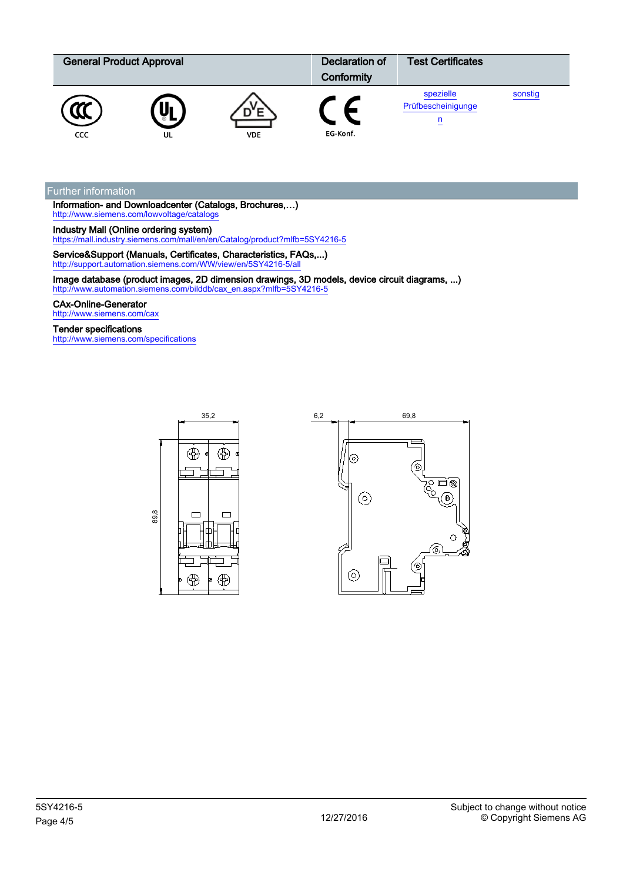| General Product Approval | | | Declaration of Conformity | Test Certificates | |
|---|---|---|---|---|---|
| CCC | UL | VDE | EG-Konf. | spezielle Prüfbescheinigungen | sonstig |

## Further information

**Information- and Downloadcenter (Catalogs, Brochures,…)**
http://www.siemens.com/lowvoltage/catalogs

**Industry Mall (Online ordering system)**
https://mall.industry.siemens.com/mall/en/en/Catalog/product?mlfb=5SY4216-5

**Service&Support (Manuals, Certificates, Characteristics, FAQs,...)**
http://support.automation.siemens.com/WW/view/en/5SY4216-5/all

**Image database (product images, 2D dimension drawings, 3D models, device circuit diagrams, ...)**
http://www.automation.siemens.com/bilddb/cax_en.aspx?mlfb=5SY4216-5

**CAx-Online-Generator**
http://www.siemens.com/cax

**Tender specifications**
http://www.siemens.com/specifications

35,2

89,8

6,2

69,8